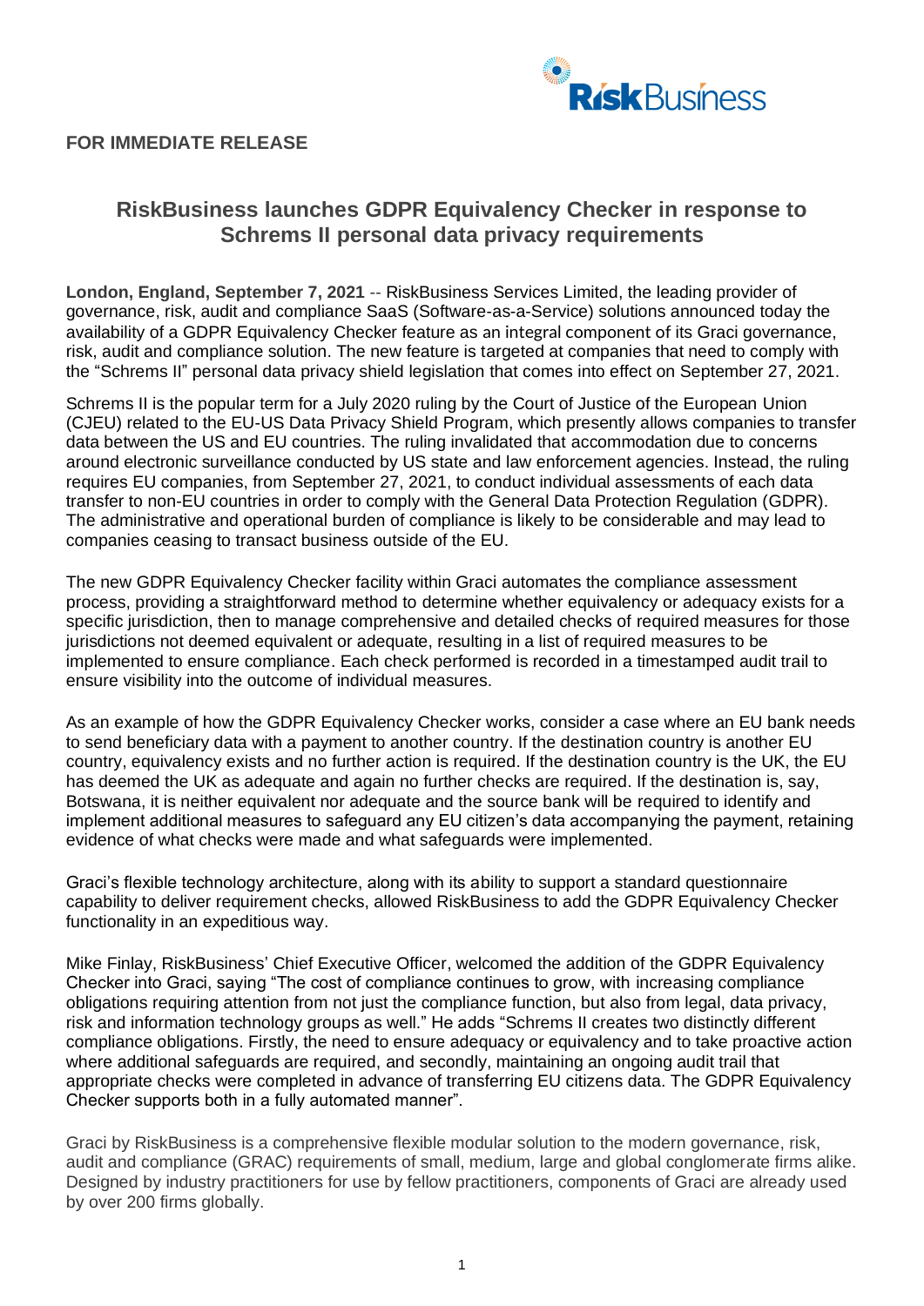**FOR IMMEDIATE RELEASE**

# RiskBusiness launches GDPR Equivalency Checker in response to Schrems II personal data privacy requirements

**London, England, September 7, 2021** -- RiskBusiness Services Limited, the leading provider of governance, risk, audit and compliance SaaS (Software-as-a-Service) solutions announced today the availability of a GDPR Equivalency Checker feature as an integral component of its Graci governance, risk, audit and compliance solution. The new feature is targeted at companies that need to comply with the "Schrems II" personal data privacy shield legislation that comes into effect on September 27, 2021.

Schrems II is the popular term for a July 2020 ruling by the Court of Justice of the European Union (CJEU) related to the EU-US Data Privacy Shield Program, which presently allows companies to transfer data between the US and EU countries. The ruling invalidated that accommodation due to concerns around electronic surveillance conducted by US state and law enforcement agencies. Instead, the ruling requires EU companies, from September 27, 2021, to conduct individual assessments of each data transfer to non-EU countries in order to comply with the General Data Protection Regulation (GDPR). The administrative and operational burden of compliance is likely to be considerable and may lead to companies ceasing to transact business outside of the EU.

The new GDPR Equivalency Checker facility within Graci automates the compliance assessment process, providing a straightforward method to determine whether equivalency or adequacy exists for a specific jurisdiction, then to manage comprehensive and detailed checks of required measures for those jurisdictions not deemed equivalent or adequate, resulting in a list of required measures to be implemented to ensure compliance. Each check performed is recorded in a timestamped audit trail to ensure visibility into the outcome of individual measures.

As an example of how the GDPR Equivalency Checker works, consider a case where an EU bank needs to send beneficiary data with a payment to another country. If the destination country is another EU country, equivalency exists and no further action is required. If the destination country is the UK, the EU has deemed the UK as adequate and again no further checks are required. If the destination is, say, Botswana, it is neither equivalent nor adequate and the source bank will be required to identify and implement additional measures to safeguard any EU citizen's data accompanying the payment, retaining evidence of what checks were made and what safeguards were implemented.

Graci's flexible technology architecture, along with its ability to support a standard questionnaire capability to deliver requirement checks, allowed RiskBusiness to add the GDPR Equivalency Checker functionality in an expeditious way.

Mike Finlay, RiskBusiness' Chief Executive Officer, welcomed the addition of the GDPR Equivalency Checker into Graci, saying "The cost of compliance continues to grow, with increasing compliance obligations requiring attention from not just the compliance function, but also from legal, data privacy, risk and information technology groups as well." He adds "Schrems II creates two distinctly different compliance obligations. Firstly, the need to ensure adequacy or equivalency and to take proactive action where additional safeguards are required, and secondly, maintaining an ongoing audit trail that appropriate checks were completed in advance of transferring EU citizens data. The GDPR Equivalency Checker supports both in a fully automated manner".

Graci by RiskBusiness is a comprehensive flexible modular solution to the modern governance, risk, audit and compliance (GRAC) requirements of small, medium, large and global conglomerate firms alike. Designed by industry practitioners for use by fellow practitioners, components of Graci are already used by over 200 firms globally.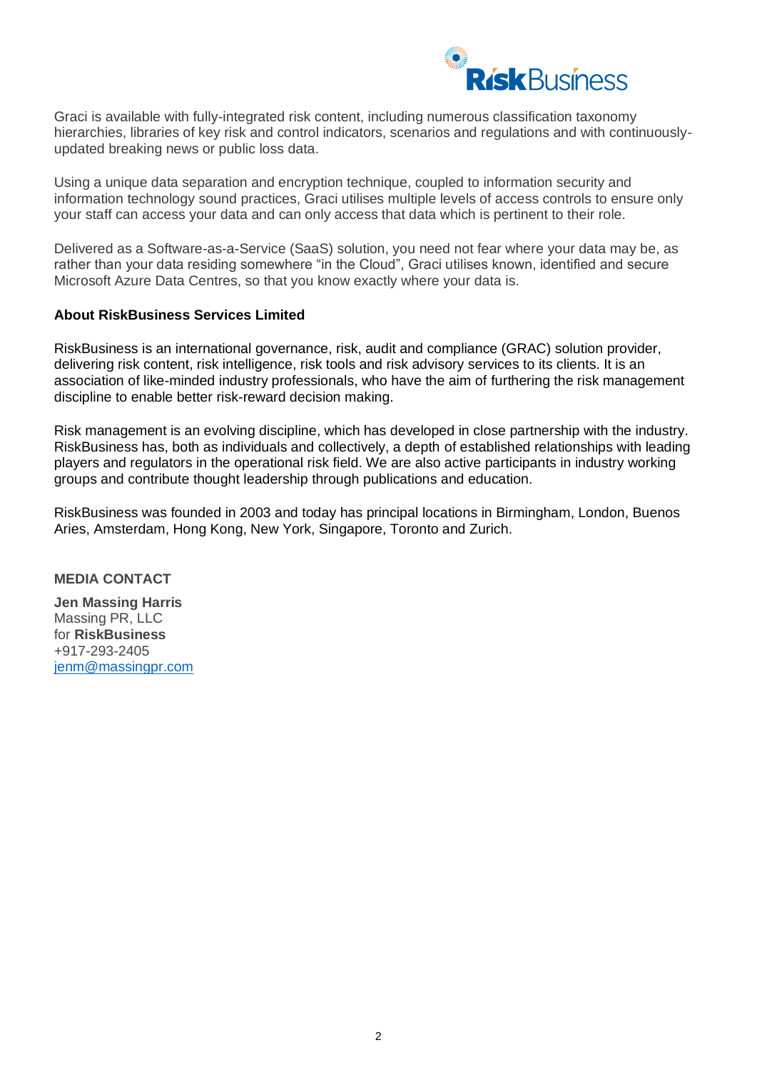Graci is available with fully-integrated risk content, including numerous classification taxonomy hierarchies, libraries of key risk and control indicators, scenarios and regulations and with continuously-updated breaking news or public loss data.

Using a unique data separation and encryption technique, coupled to information security and information technology sound practices, Graci utilises multiple levels of access controls to ensure only your staff can access your data and can only access that data which is pertinent to their role.

Delivered as a Software-as-a-Service (SaaS) solution, you need not fear where your data may be, as rather than your data residing somewhere "in the Cloud", Graci utilises known, identified and secure Microsoft Azure Data Centres, so that you know exactly where your data is.

**About RiskBusiness Services Limited**

RiskBusiness is an international governance, risk, audit and compliance (GRAC) solution provider, delivering risk content, risk intelligence, risk tools and risk advisory services to its clients. It is an association of like-minded industry professionals, who have the aim of furthering the risk management discipline to enable better risk-reward decision making.

Risk management is an evolving discipline, which has developed in close partnership with the industry. RiskBusiness has, both as individuals and collectively, a depth of established relationships with leading players and regulators in the operational risk field. We are also active participants in industry working groups and contribute thought leadership through publications and education.

RiskBusiness was founded in 2003 and today has principal locations in Birmingham, London, Buenos Aries, Amsterdam, Hong Kong, New York, Singapore, Toronto and Zurich.

**MEDIA CONTACT**

**Jen Massing Harris**
Massing PR, LLC
for **RiskBusiness**
+917-293-2405
jenm@massingpr.com